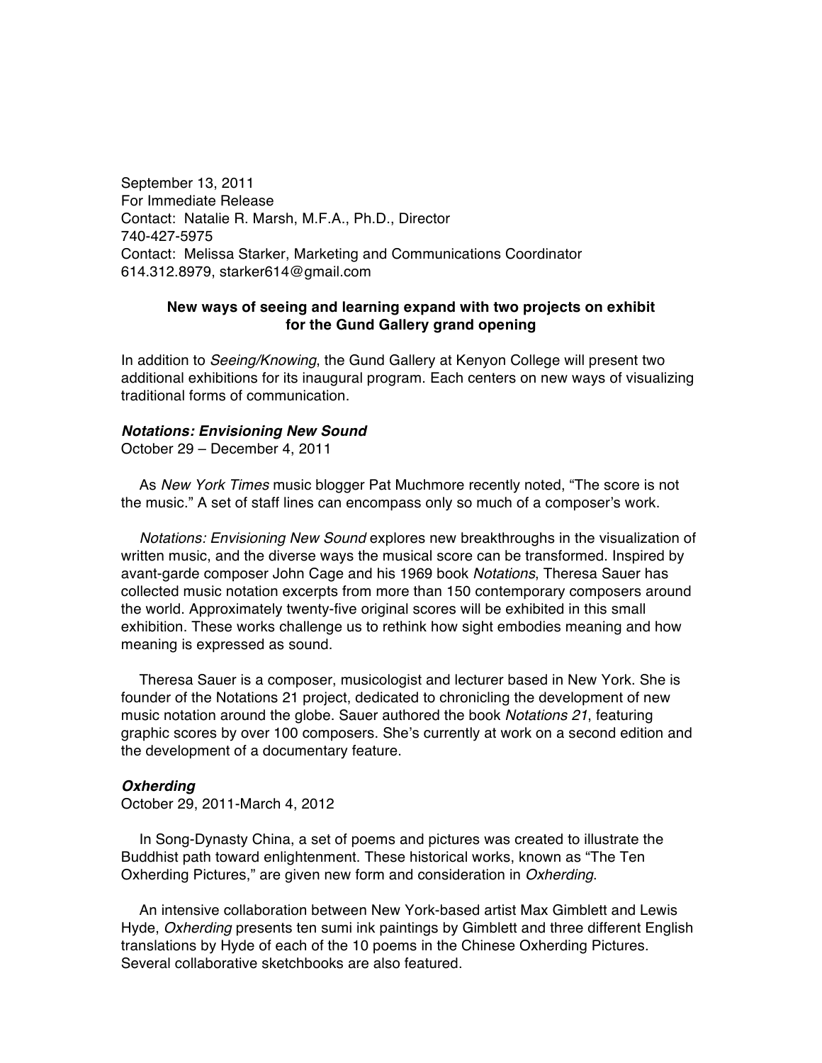September 13, 2011
For Immediate Release
Contact: Natalie R. Marsh, M.F.A., Ph.D., Director
740-427-5975
Contact: Melissa Starker, Marketing and Communications Coordinator
614.312.8979, starker614@gmail.com

**New ways of seeing and learning expand with two projects on exhibit for the Gund Gallery grand opening**

In addition to *Seeing/Knowing*, the Gund Gallery at Kenyon College will present two additional exhibitions for its inaugural program. Each centers on new ways of visualizing traditional forms of communication.

***Notations: Envisioning New Sound***
October 29 – December 4, 2011

As *New York Times* music blogger Pat Muchmore recently noted, "The score is not the music." A set of staff lines can encompass only so much of a composer's work.

*Notations: Envisioning New Sound* explores new breakthroughs in the visualization of written music, and the diverse ways the musical score can be transformed. Inspired by avant-garde composer John Cage and his 1969 book *Notations*, Theresa Sauer has collected music notation excerpts from more than 150 contemporary composers around the world. Approximately twenty-five original scores will be exhibited in this small exhibition. These works challenge us to rethink how sight embodies meaning and how meaning is expressed as sound.

Theresa Sauer is a composer, musicologist and lecturer based in New York. She is founder of the Notations 21 project, dedicated to chronicling the development of new music notation around the globe. Sauer authored the book *Notations 21*, featuring graphic scores by over 100 composers. She's currently at work on a second edition and the development of a documentary feature.

***Oxherding***
October 29, 2011-March 4, 2012

In Song-Dynasty China, a set of poems and pictures was created to illustrate the Buddhist path toward enlightenment. These historical works, known as "The Ten Oxherding Pictures," are given new form and consideration in *Oxherding*.

An intensive collaboration between New York-based artist Max Gimblett and Lewis Hyde, *Oxherding* presents ten sumi ink paintings by Gimblett and three different English translations by Hyde of each of the 10 poems in the Chinese Oxherding Pictures. Several collaborative sketchbooks are also featured.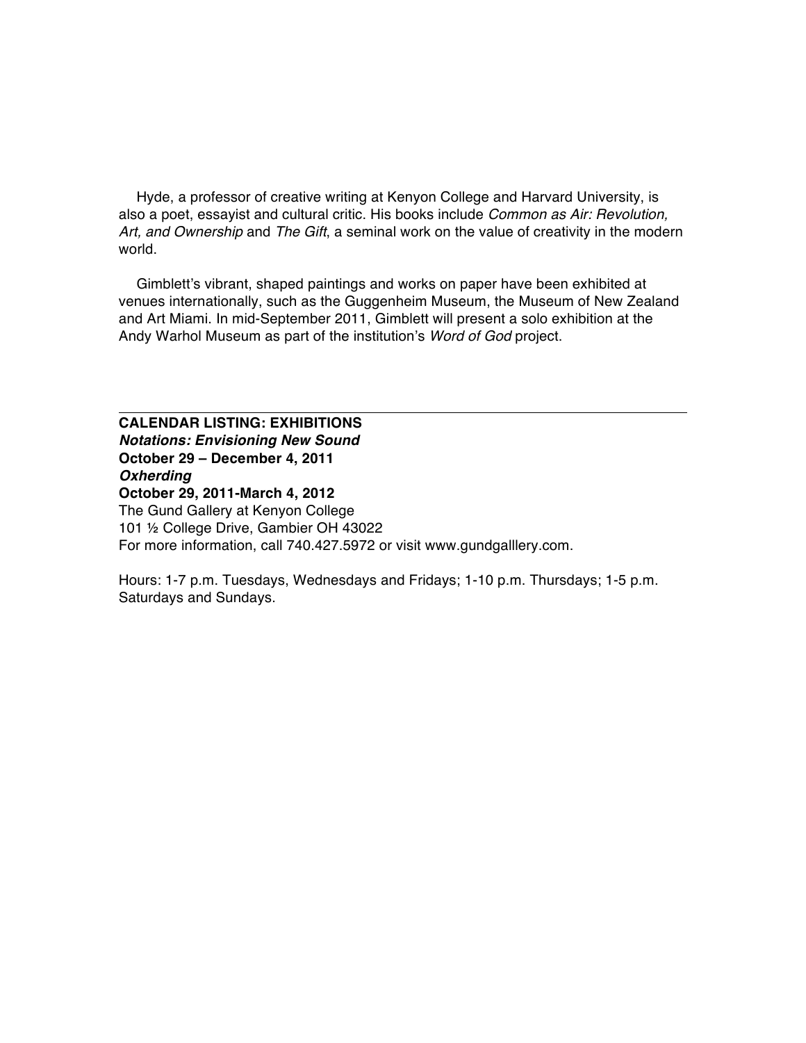Hyde, a professor of creative writing at Kenyon College and Harvard University, is also a poet, essayist and cultural critic. His books include *Common as Air: Revolution, Art, and Ownership* and *The Gift*, a seminal work on the value of creativity in the modern world.

Gimblett's vibrant, shaped paintings and works on paper have been exhibited at venues internationally, such as the Guggenheim Museum, the Museum of New Zealand and Art Miami. In mid-September 2011, Gimblett will present a solo exhibition at the Andy Warhol Museum as part of the institution's *Word of God* project.

---

**CALENDAR LISTING: EXHIBITIONS**
***Notations: Envisioning New Sound***
**October 29 – December 4, 2011**
***Oxherding***
**October 29, 2011-March 4, 2012**
The Gund Gallery at Kenyon College
101 ½ College Drive, Gambier OH 43022
For more information, call 740.427.5972 or visit www.gundgalllery.com.

Hours: 1-7 p.m. Tuesdays, Wednesdays and Fridays; 1-10 p.m. Thursdays; 1-5 p.m. Saturdays and Sundays.